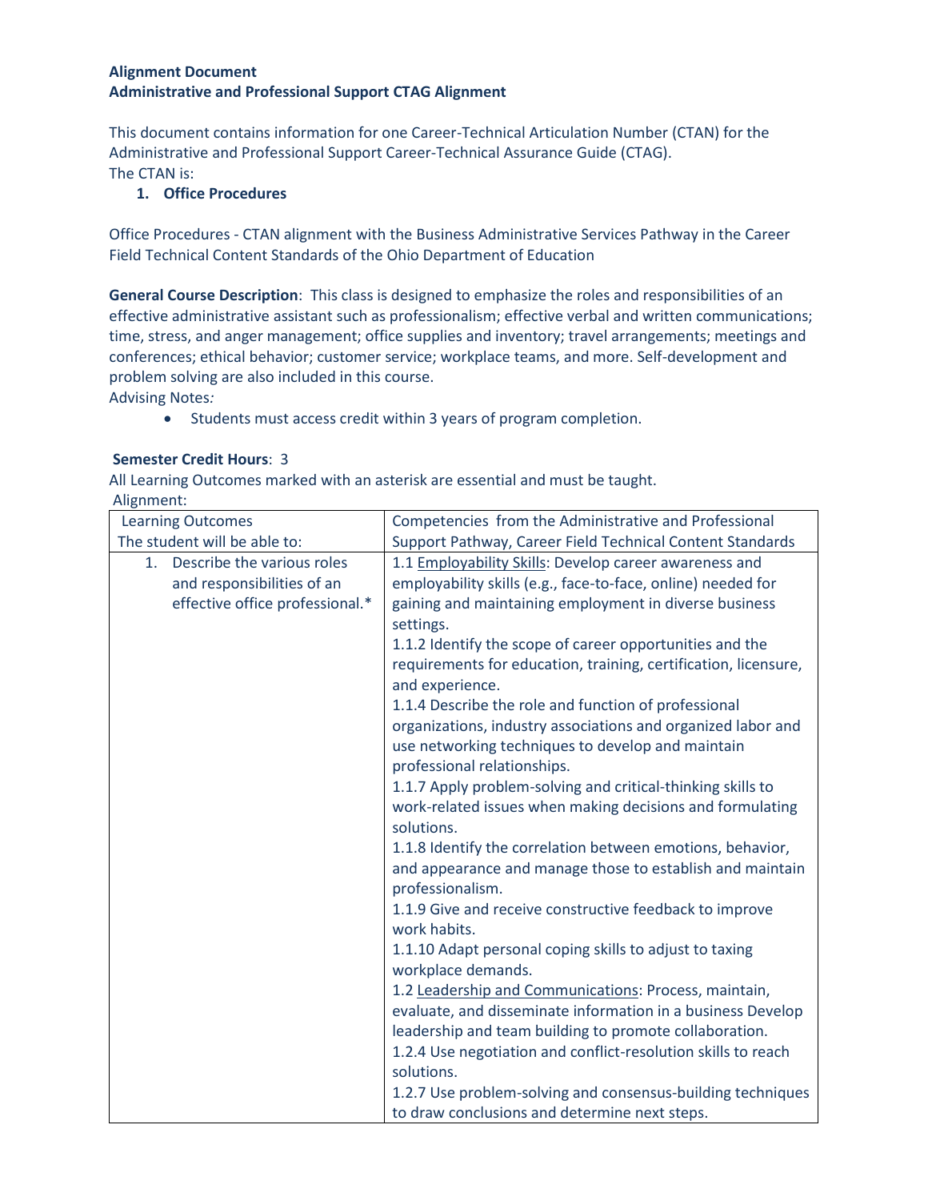**Alignment Document**
**Administrative and Professional Support CTAG Alignment**

This document contains information for one Career-Technical Articulation Number (CTAN) for the Administrative and Professional Support Career-Technical Assurance Guide (CTAG).
The CTAN is:

1. **Office Procedures**

Office Procedures - CTAN alignment with the Business Administrative Services Pathway in the Career Field Technical Content Standards of the Ohio Department of Education

**General Course Description**: This class is designed to emphasize the roles and responsibilities of an effective administrative assistant such as professionalism; effective verbal and written communications; time, stress, and anger management; office supplies and inventory; travel arrangements; meetings and conferences; ethical behavior; customer service; workplace teams, and more. Self-development and problem solving are also included in this course.
Advising Notes*:*

- Students must access credit within 3 years of program completion.

**Semester Credit Hours**: 3
All Learning Outcomes marked with an asterisk are essential and must be taught.
Alignment:

| Learning Outcomes<br>The student will be able to: | Competencies from the Administrative and Professional Support Pathway, Career Field Technical Content Standards |
|---|---|
| 1. Describe the various roles and responsibilities of an effective office professional.* | 1.1 <u>Employability Skills</u>: Develop career awareness and employability skills (e.g., face-to-face, online) needed for gaining and maintaining employment in diverse business settings.<br>1.1.2 Identify the scope of career opportunities and the requirements for education, training, certification, licensure, and experience.<br>1.1.4 Describe the role and function of professional organizations, industry associations and organized labor and use networking techniques to develop and maintain professional relationships.<br>1.1.7 Apply problem-solving and critical-thinking skills to work-related issues when making decisions and formulating solutions.<br>1.1.8 Identify the correlation between emotions, behavior, and appearance and manage those to establish and maintain professionalism.<br>1.1.9 Give and receive constructive feedback to improve work habits.<br>1.1.10 Adapt personal coping skills to adjust to taxing workplace demands.<br>1.2 <u>Leadership and Communications</u>: Process, maintain, evaluate, and disseminate information in a business Develop leadership and team building to promote collaboration.<br>1.2.4 Use negotiation and conflict-resolution skills to reach solutions.<br>1.2.7 Use problem-solving and consensus-building techniques to draw conclusions and determine next steps. |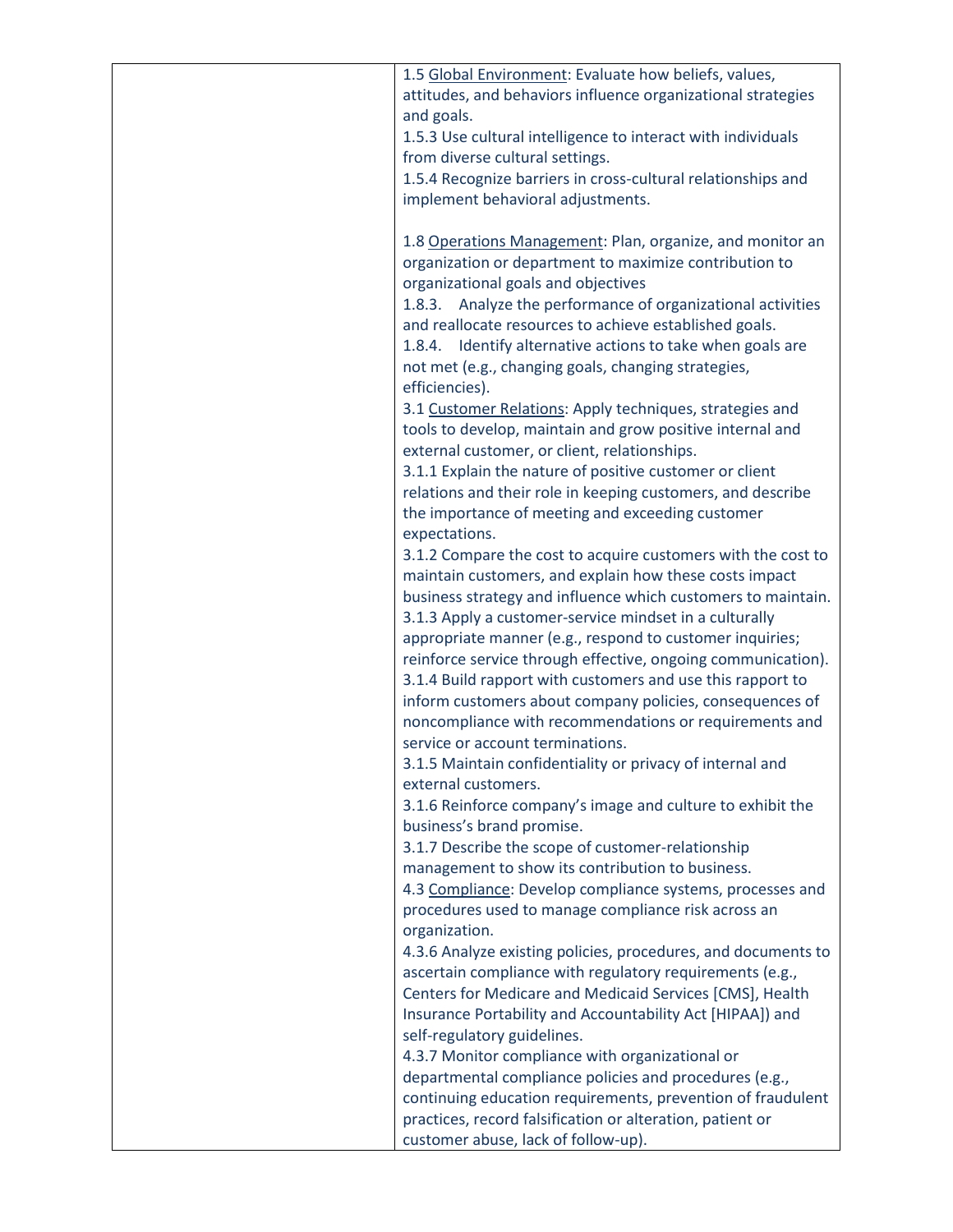|  |  |
|---|---|
|  | 1.5 <u>Global Environment</u>: Evaluate how beliefs, values, attitudes, and behaviors influence organizational strategies and goals.<br>1.5.3 Use cultural intelligence to interact with individuals from diverse cultural settings.<br>1.5.4 Recognize barriers in cross-cultural relationships and implement behavioral adjustments.<br><br>1.8 <u>Operations Management</u>: Plan, organize, and monitor an organization or department to maximize contribution to organizational goals and objectives<br>1.8.3. Analyze the performance of organizational activities and reallocate resources to achieve established goals.<br>1.8.4. Identify alternative actions to take when goals are not met (e.g., changing goals, changing strategies, efficiencies).<br>3.1 <u>Customer Relations</u>: Apply techniques, strategies and tools to develop, maintain and grow positive internal and external customer, or client, relationships.<br>3.1.1 Explain the nature of positive customer or client relations and their role in keeping customers, and describe the importance of meeting and exceeding customer expectations.<br>3.1.2 Compare the cost to acquire customers with the cost to maintain customers, and explain how these costs impact business strategy and influence which customers to maintain.<br>3.1.3 Apply a customer-service mindset in a culturally appropriate manner (e.g., respond to customer inquiries; reinforce service through effective, ongoing communication).<br>3.1.4 Build rapport with customers and use this rapport to inform customers about company policies, consequences of noncompliance with recommendations or requirements and service or account terminations.<br>3.1.5 Maintain confidentiality or privacy of internal and external customers.<br>3.1.6 Reinforce company's image and culture to exhibit the business's brand promise.<br>3.1.7 Describe the scope of customer-relationship management to show its contribution to business.<br>4.3 <u>Compliance</u>: Develop compliance systems, processes and procedures used to manage compliance risk across an organization.<br>4.3.6 Analyze existing policies, procedures, and documents to ascertain compliance with regulatory requirements (e.g., Centers for Medicare and Medicaid Services [CMS], Health Insurance Portability and Accountability Act [HIPAA]) and self-regulatory guidelines.<br>4.3.7 Monitor compliance with organizational or departmental compliance policies and procedures (e.g., continuing education requirements, prevention of fraudulent practices, record falsification or alteration, patient or customer abuse, lack of follow-up). |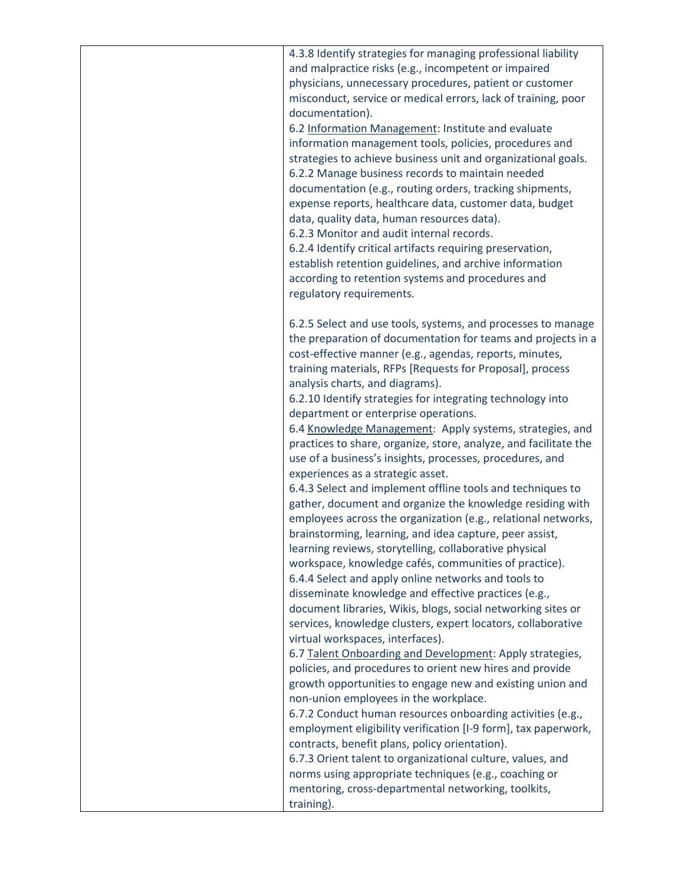| | |
|---|---|
| | 4.3.8 Identify strategies for managing professional liability and malpractice risks (e.g., incompetent or impaired physicians, unnecessary procedures, patient or customer misconduct, service or medical errors, lack of training, poor documentation).<br>6.2 <u>Information Management</u>: Institute and evaluate information management tools, policies, procedures and strategies to achieve business unit and organizational goals.<br>6.2.2 Manage business records to maintain needed documentation (e.g., routing orders, tracking shipments, expense reports, healthcare data, customer data, budget data, quality data, human resources data).<br>6.2.3 Monitor and audit internal records.<br>6.2.4 Identify critical artifacts requiring preservation, establish retention guidelines, and archive information according to retention systems and procedures and regulatory requirements.<br><br>6.2.5 Select and use tools, systems, and processes to manage the preparation of documentation for teams and projects in a cost-effective manner (e.g., agendas, reports, minutes, training materials, RFPs [Requests for Proposal], process analysis charts, and diagrams).<br>6.2.10 Identify strategies for integrating technology into department or enterprise operations.<br>6.4 <u>Knowledge Management</u>: Apply systems, strategies, and practices to share, organize, store, analyze, and facilitate the use of a business's insights, processes, procedures, and experiences as a strategic asset.<br>6.4.3 Select and implement offline tools and techniques to gather, document and organize the knowledge residing with employees across the organization (e.g., relational networks, brainstorming, learning, and idea capture, peer assist, learning reviews, storytelling, collaborative physical workspace, knowledge cafés, communities of practice).<br>6.4.4 Select and apply online networks and tools to disseminate knowledge and effective practices (e.g., document libraries, Wikis, blogs, social networking sites or services, knowledge clusters, expert locators, collaborative virtual workspaces, interfaces).<br>6.7 <u>Talent Onboarding and Development</u>: Apply strategies, policies, and procedures to orient new hires and provide growth opportunities to engage new and existing union and non-union employees in the workplace.<br>6.7.2 Conduct human resources onboarding activities (e.g., employment eligibility verification [I-9 form], tax paperwork, contracts, benefit plans, policy orientation).<br>6.7.3 Orient talent to organizational culture, values, and norms using appropriate techniques (e.g., coaching or mentoring, cross-departmental networking, toolkits, training). |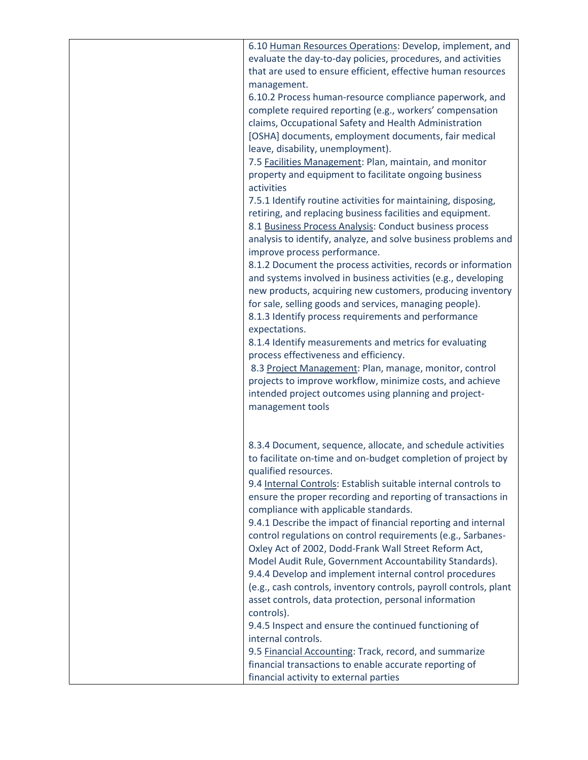| | |
|---|---|
| | 6.10 <u>Human Resources Operations</u>: Develop, implement, and evaluate the day-to-day policies, procedures, and activities that are used to ensure efficient, effective human resources management.<br>6.10.2 Process human-resource compliance paperwork, and complete required reporting (e.g., workers' compensation claims, Occupational Safety and Health Administration [OSHA] documents, employment documents, fair medical leave, disability, unemployment).<br>7.5 <u>Facilities Management</u>: Plan, maintain, and monitor property and equipment to facilitate ongoing business activities<br>7.5.1 Identify routine activities for maintaining, disposing, retiring, and replacing business facilities and equipment.<br>8.1 <u>Business Process Analysis</u>: Conduct business process analysis to identify, analyze, and solve business problems and improve process performance.<br>8.1.2 Document the process activities, records or information and systems involved in business activities (e.g., developing new products, acquiring new customers, producing inventory for sale, selling goods and services, managing people).<br>8.1.3 Identify process requirements and performance expectations.<br>8.1.4 Identify measurements and metrics for evaluating process effectiveness and efficiency.<br>8.3 <u>Project Management</u>: Plan, manage, monitor, control projects to improve workflow, minimize costs, and achieve intended project outcomes using planning and project-management tools<br><br>8.3.4 Document, sequence, allocate, and schedule activities to facilitate on-time and on-budget completion of project by qualified resources.<br>9.4 <u>Internal Controls</u>: Establish suitable internal controls to ensure the proper recording and reporting of transactions in compliance with applicable standards.<br>9.4.1 Describe the impact of financial reporting and internal control regulations on control requirements (e.g., Sarbanes-Oxley Act of 2002, Dodd-Frank Wall Street Reform Act, Model Audit Rule, Government Accountability Standards).<br>9.4.4 Develop and implement internal control procedures (e.g., cash controls, inventory controls, payroll controls, plant asset controls, data protection, personal information controls).<br>9.4.5 Inspect and ensure the continued functioning of internal controls.<br>9.5 <u>Financial Accounting</u>: Track, record, and summarize financial transactions to enable accurate reporting of financial activity to external parties |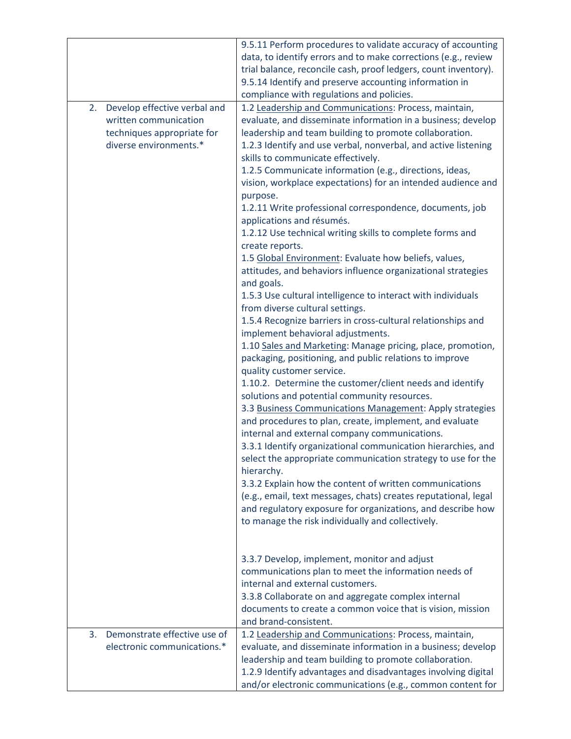| | |
|---|---|
| | 9.5.11 Perform procedures to validate accuracy of accounting data, to identify errors and to make corrections (e.g., review trial balance, reconcile cash, proof ledgers, count inventory).<br>9.5.14 Identify and preserve accounting information in compliance with regulations and policies. |
| 2. Develop effective verbal and written communication techniques appropriate for diverse environments.* | 1.2 <u>Leadership and Communications</u>: Process, maintain, evaluate, and disseminate information in a business; develop leadership and team building to promote collaboration.<br>1.2.3 Identify and use verbal, nonverbal, and active listening skills to communicate effectively.<br>1.2.5 Communicate information (e.g., directions, ideas, vision, workplace expectations) for an intended audience and purpose.<br>1.2.11 Write professional correspondence, documents, job applications and résumés.<br>1.2.12 Use technical writing skills to complete forms and create reports.<br>1.5 <u>Global Environment</u>: Evaluate how beliefs, values, attitudes, and behaviors influence organizational strategies and goals.<br>1.5.3 Use cultural intelligence to interact with individuals from diverse cultural settings.<br>1.5.4 Recognize barriers in cross-cultural relationships and implement behavioral adjustments.<br>1.10 <u>Sales and Marketing</u>: Manage pricing, place, promotion, packaging, positioning, and public relations to improve quality customer service.<br>1.10.2. Determine the customer/client needs and identify solutions and potential community resources.<br>3.3 <u>Business Communications Management</u>: Apply strategies and procedures to plan, create, implement, and evaluate internal and external company communications.<br>3.3.1 Identify organizational communication hierarchies, and select the appropriate communication strategy to use for the hierarchy.<br>3.3.2 Explain how the content of written communications (e.g., email, text messages, chats) creates reputational, legal and regulatory exposure for organizations, and describe how to manage the risk individually and collectively.<br><br>3.3.7 Develop, implement, monitor and adjust communications plan to meet the information needs of internal and external customers.<br>3.3.8 Collaborate on and aggregate complex internal documents to create a common voice that is vision, mission and brand-consistent. |
| 3. Demonstrate effective use of electronic communications.* | 1.2 <u>Leadership and Communications</u>: Process, maintain, evaluate, and disseminate information in a business; develop leadership and team building to promote collaboration.<br>1.2.9 Identify advantages and disadvantages involving digital and/or electronic communications (e.g., common content for |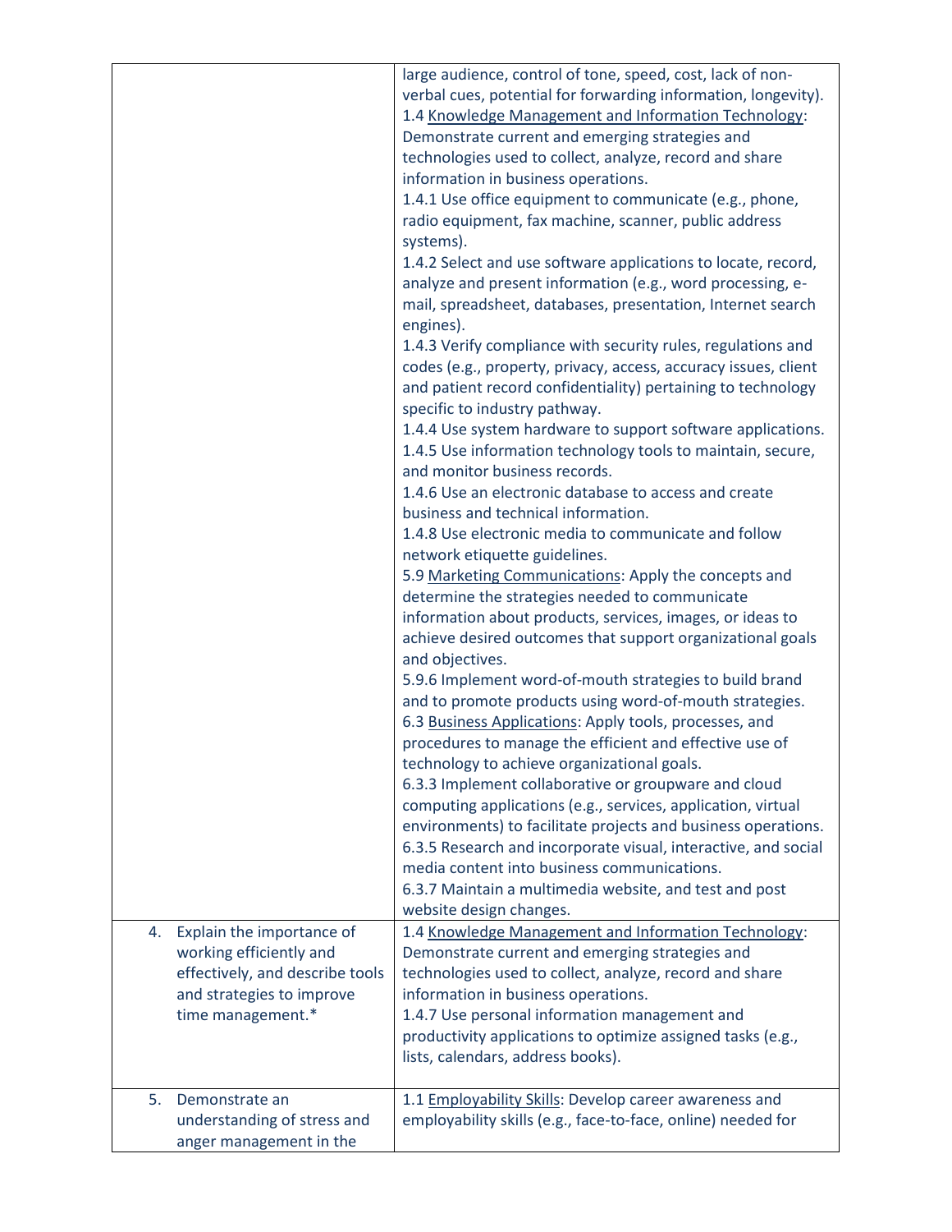| | |
|---|---|
| | large audience, control of tone, speed, cost, lack of non-verbal cues, potential for forwarding information, longevity).<br>1.4 <u>Knowledge Management and Information Technology</u>: Demonstrate current and emerging strategies and technologies used to collect, analyze, record and share information in business operations.<br>1.4.1 Use office equipment to communicate (e.g., phone, radio equipment, fax machine, scanner, public address systems).<br>1.4.2 Select and use software applications to locate, record, analyze and present information (e.g., word processing, e-mail, spreadsheet, databases, presentation, Internet search engines).<br>1.4.3 Verify compliance with security rules, regulations and codes (e.g., property, privacy, access, accuracy issues, client and patient record confidentiality) pertaining to technology specific to industry pathway.<br>1.4.4 Use system hardware to support software applications.<br>1.4.5 Use information technology tools to maintain, secure, and monitor business records.<br>1.4.6 Use an electronic database to access and create business and technical information.<br>1.4.8 Use electronic media to communicate and follow network etiquette guidelines.<br>5.9 <u>Marketing Communications</u>: Apply the concepts and determine the strategies needed to communicate information about products, services, images, or ideas to achieve desired outcomes that support organizational goals and objectives.<br>5.9.6 Implement word-of-mouth strategies to build brand and to promote products using word-of-mouth strategies.<br>6.3 <u>Business Applications</u>: Apply tools, processes, and procedures to manage the efficient and effective use of technology to achieve organizational goals.<br>6.3.3 Implement collaborative or groupware and cloud computing applications (e.g., services, application, virtual environments) to facilitate projects and business operations.<br>6.3.5 Research and incorporate visual, interactive, and social media content into business communications.<br>6.3.7 Maintain a multimedia website, and test and post website design changes. |
| 4. Explain the importance of working efficiently and effectively, and describe tools and strategies to improve time management.* | 1.4 <u>Knowledge Management and Information Technology</u>: Demonstrate current and emerging strategies and technologies used to collect, analyze, record and share information in business operations.<br>1.4.7 Use personal information management and productivity applications to optimize assigned tasks (e.g., lists, calendars, address books). |
| 5. Demonstrate an understanding of stress and anger management in the | 1.1 <u>Employability Skills</u>: Develop career awareness and employability skills (e.g., face-to-face, online) needed for |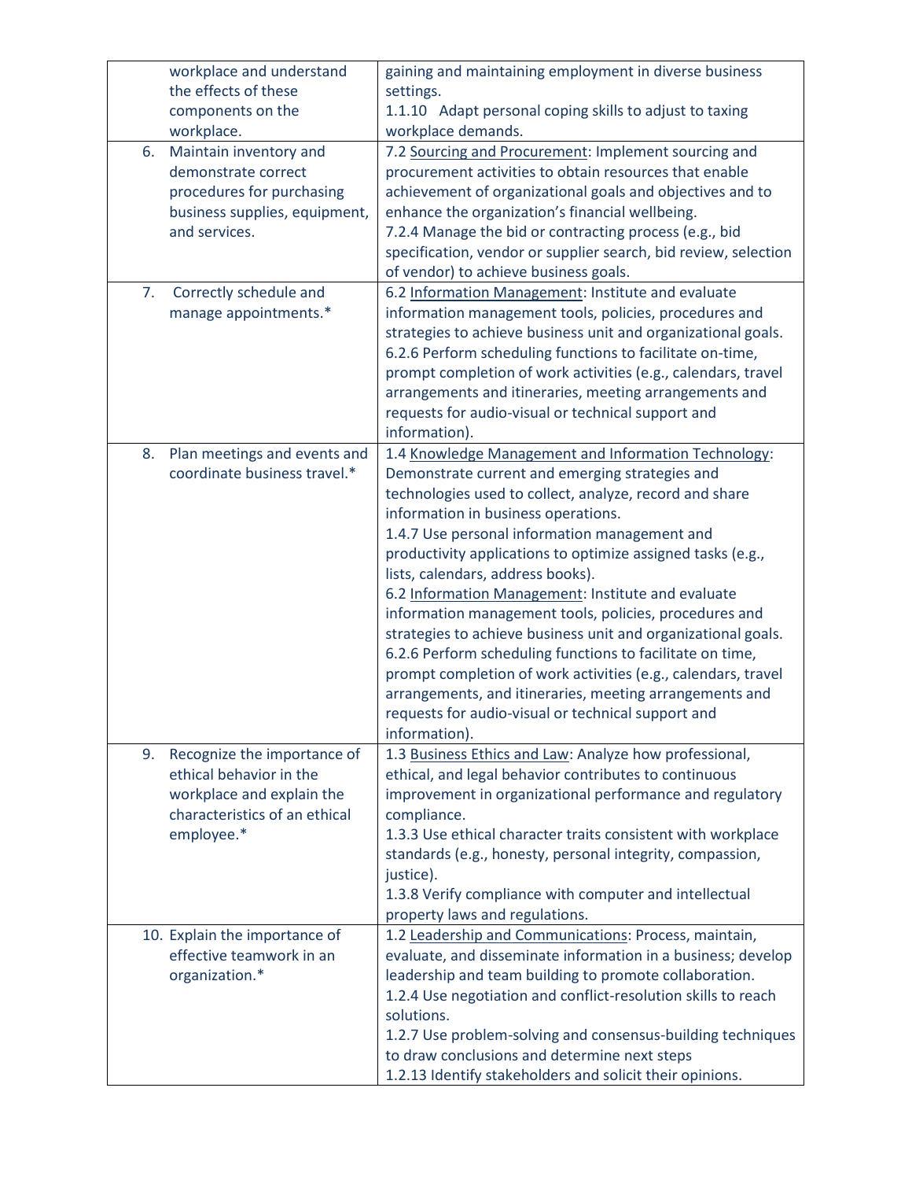| | |
|---|---|
| workplace and understand the effects of these components on the workplace. | gaining and maintaining employment in diverse business settings.<br>1.1.10 Adapt personal coping skills to adjust to taxing workplace demands. |
| 6. Maintain inventory and demonstrate correct procedures for purchasing business supplies, equipment, and services. | 7.2 Sourcing and Procurement: Implement sourcing and procurement activities to obtain resources that enable achievement of organizational goals and objectives and to enhance the organization's financial wellbeing.<br>7.2.4 Manage the bid or contracting process (e.g., bid specification, vendor or supplier search, bid review, selection of vendor) to achieve business goals. |
| 7. Correctly schedule and manage appointments.* | 6.2 Information Management: Institute and evaluate information management tools, policies, procedures and strategies to achieve business unit and organizational goals.<br>6.2.6 Perform scheduling functions to facilitate on-time, prompt completion of work activities (e.g., calendars, travel arrangements and itineraries, meeting arrangements and requests for audio-visual or technical support and information). |
| 8. Plan meetings and events and coordinate business travel.* | 1.4 Knowledge Management and Information Technology: Demonstrate current and emerging strategies and technologies used to collect, analyze, record and share information in business operations.<br>1.4.7 Use personal information management and productivity applications to optimize assigned tasks (e.g., lists, calendars, address books).<br>6.2 Information Management: Institute and evaluate information management tools, policies, procedures and strategies to achieve business unit and organizational goals.<br>6.2.6 Perform scheduling functions to facilitate on time, prompt completion of work activities (e.g., calendars, travel arrangements, and itineraries, meeting arrangements and requests for audio-visual or technical support and information). |
| 9. Recognize the importance of ethical behavior in the workplace and explain the characteristics of an ethical employee.* | 1.3 Business Ethics and Law: Analyze how professional, ethical, and legal behavior contributes to continuous improvement in organizational performance and regulatory compliance.<br>1.3.3 Use ethical character traits consistent with workplace standards (e.g., honesty, personal integrity, compassion, justice).<br>1.3.8 Verify compliance with computer and intellectual property laws and regulations. |
| 10. Explain the importance of effective teamwork in an organization.* | 1.2 Leadership and Communications: Process, maintain, evaluate, and disseminate information in a business; develop leadership and team building to promote collaboration.<br>1.2.4 Use negotiation and conflict-resolution skills to reach solutions.<br>1.2.7 Use problem-solving and consensus-building techniques to draw conclusions and determine next steps<br>1.2.13 Identify stakeholders and solicit their opinions. |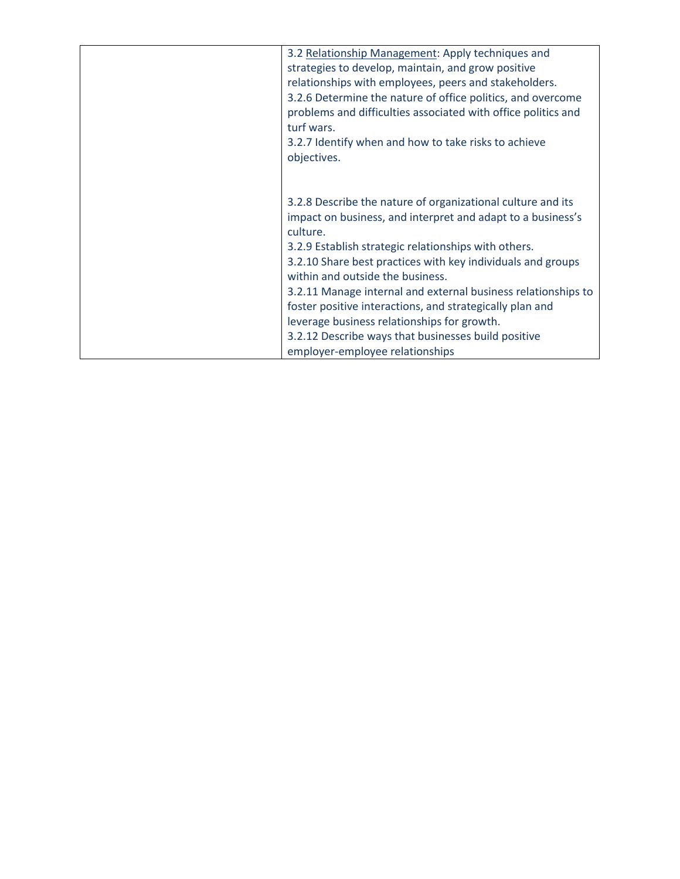| | |
|---|---|
| | 3.2 Relationship Management: Apply techniques and strategies to develop, maintain, and grow positive relationships with employees, peers and stakeholders.<br>3.2.6 Determine the nature of office politics, and overcome problems and difficulties associated with office politics and turf wars.<br>3.2.7 Identify when and how to take risks to achieve objectives.<br><br>3.2.8 Describe the nature of organizational culture and its impact on business, and interpret and adapt to a business's culture.<br>3.2.9 Establish strategic relationships with others.<br>3.2.10 Share best practices with key individuals and groups within and outside the business.<br>3.2.11 Manage internal and external business relationships to foster positive interactions, and strategically plan and leverage business relationships for growth.<br>3.2.12 Describe ways that businesses build positive employer-employee relationships |